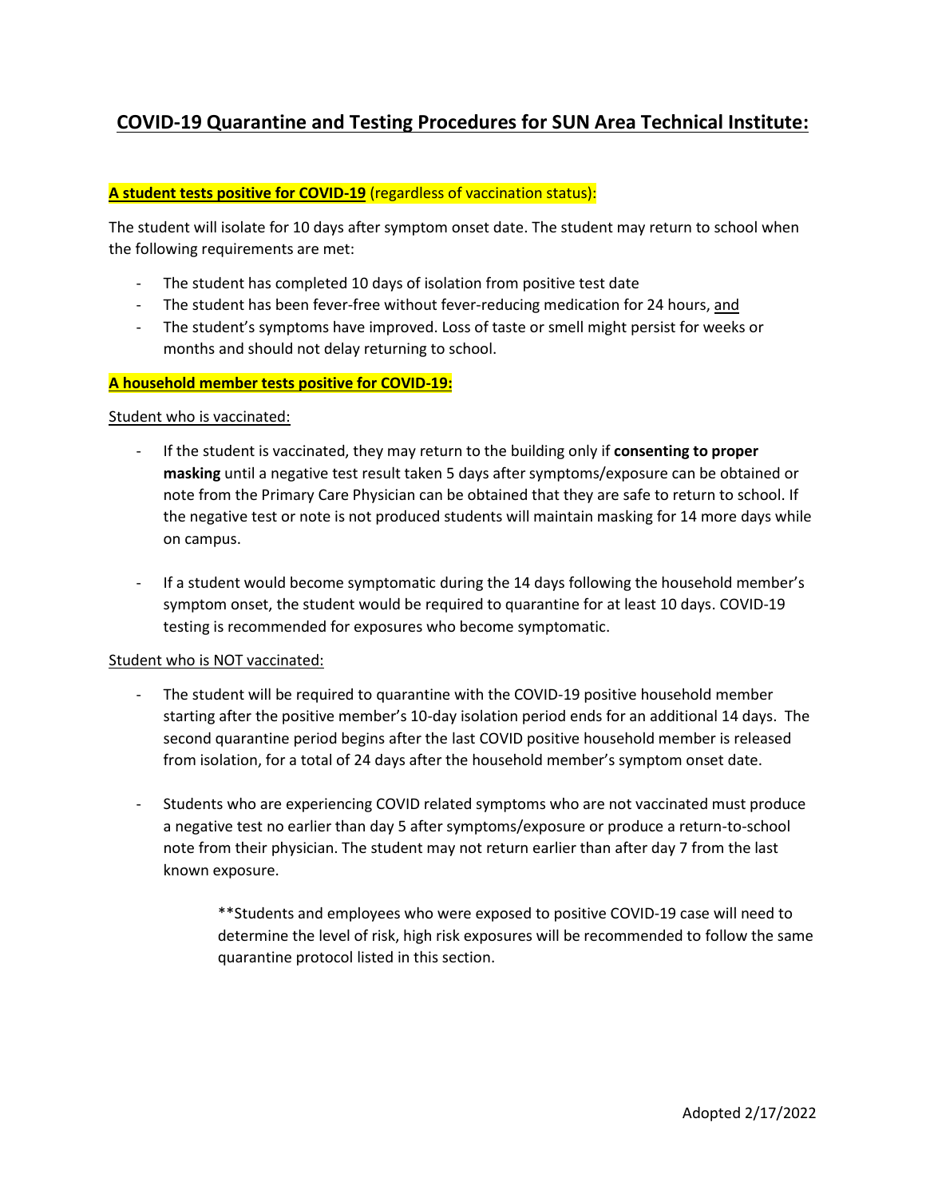# COVID-19 Quarantine and Testing Procedures for SUN Area Technical Institute:

**A student tests positive for COVID-19** (regardless of vaccination status):

The student will isolate for 10 days after symptom onset date. The student may return to school when the following requirements are met:

- The student has completed 10 days of isolation from positive test date
- The student has been fever-free without fever-reducing medication for 24 hours, and
- The student's symptoms have improved. Loss of taste or smell might persist for weeks or months and should not delay returning to school.

**A household member tests positive for COVID-19:**

Student who is vaccinated:

- If the student is vaccinated, they may return to the building only if **consenting to proper masking** until a negative test result taken 5 days after symptoms/exposure can be obtained or note from the Primary Care Physician can be obtained that they are safe to return to school. If the negative test or note is not produced students will maintain masking for 14 more days while on campus.

- If a student would become symptomatic during the 14 days following the household member's symptom onset, the student would be required to quarantine for at least 10 days. COVID-19 testing is recommended for exposures who become symptomatic.

Student who is NOT vaccinated:

- The student will be required to quarantine with the COVID-19 positive household member starting after the positive member's 10-day isolation period ends for an additional 14 days. The second quarantine period begins after the last COVID positive household member is released from isolation, for a total of 24 days after the household member's symptom onset date.

- Students who are experiencing COVID related symptoms who are not vaccinated must produce a negative test no earlier than day 5 after symptoms/exposure or produce a return-to-school note from their physician. The student may not return earlier than after day 7 from the last known exposure.

> **Students and employees who were exposed to positive COVID-19 case will need to determine the level of risk, high risk exposures will be recommended to follow the same quarantine protocol listed in this section.

Adopted 2/17/2022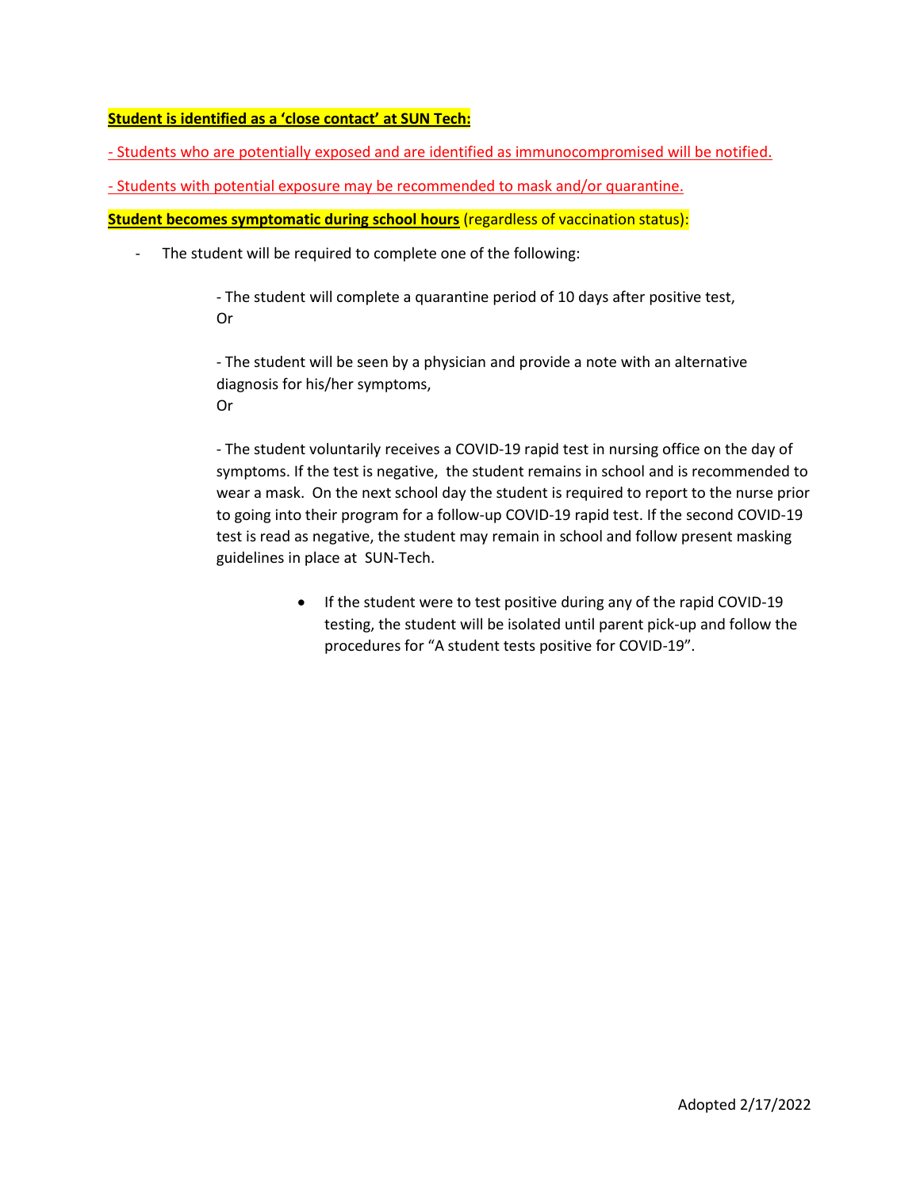**Student is identified as a 'close contact' at SUN Tech:**

- Students who are potentially exposed and are identified as immunocompromised will be notified.

- Students with potential exposure may be recommended to mask and/or quarantine.

**Student becomes symptomatic during school hours** (regardless of vaccination status):

- The student will be required to complete one of the following:

  - The student will complete a quarantine period of 10 days after positive test,
    Or

  - The student will be seen by a physician and provide a note with an alternative diagnosis for his/her symptoms,
    Or

  - The student voluntarily receives a COVID-19 rapid test in nursing office on the day of symptoms. If the test is negative, the student remains in school and is recommended to wear a mask. On the next school day the student is required to report to the nurse prior to going into their program for a follow-up COVID-19 rapid test. If the second COVID-19 test is read as negative, the student may remain in school and follow present masking guidelines in place at SUN-Tech.

    - If the student were to test positive during any of the rapid COVID-19 testing, the student will be isolated until parent pick-up and follow the procedures for "A student tests positive for COVID-19".

Adopted 2/17/2022